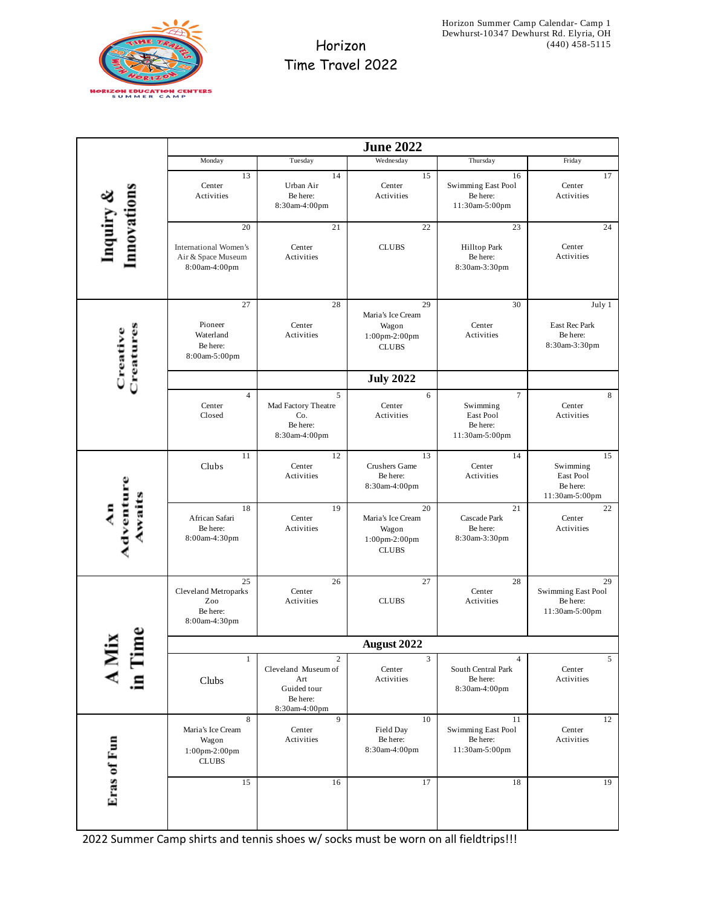Horizon Summer Camp Calendar- Camp 1
Dewhurst-10347 Dewhurst Rd. Elyria, OH
(440) 458-5115

# Horizon Time Travel 2022

| Theme | Monday | Tuesday | Wednesday | Thursday | Friday |
|---|---|---|---|---|---|
| | **June 2022** | | | | |
| Inquiry & Innovations | 13 Center Activities | 14 Urban Air Be here: 8:30am-4:00pm | 15 Center Activities | 16 Swimming East Pool Be here: 11:30am-5:00pm | 17 Center Activities |
| Inquiry & Innovations | 20 International Women's Air & Space Museum 8:00am-4:00pm | 21 Center Activities | 22 CLUBS | 23 Hilltop Park Be here: 8:30am-3:30pm | 24 Center Activities |
| Creative Creatures | 27 Pioneer Waterland Be here: 8:00am-5:00pm | 28 Center Activities | 29 Maria's Ice Cream Wagon 1:00pm-2:00pm CLUBS | 30 Center Activities | July 1 East Rec Park Be here: 8:30am-3:30pm |
| | | | **July 2022** | | |
| Creative Creatures | 4 Center Closed | 5 Mad Factory Theatre Co. Be here: 8:30am-4:00pm | 6 Center Activities | 7 Swimming East Pool Be here: 11:30am-5:00pm | 8 Center Activities |
| An Adventure Awaits | 11 Clubs | 12 Center Activities | 13 Crushers Game Be here: 8:30am-4:00pm | 14 Center Activities | 15 Swimming East Pool Be here: 11:30am-5:00pm |
| An Adventure Awaits | 18 African Safari Be here: 8:00am-4:30pm | 19 Center Activities | 20 Maria's Ice Cream Wagon 1:00pm-2:00pm CLUBS | 21 Cascade Park Be here: 8:30am-3:30pm | 22 Center Activities |
| A Mix in Time | 25 Cleveland Metroparks Zoo Be here: 8:00am-4:30pm | 26 Center Activities | 27 CLUBS | 28 Center Activities | 29 Swimming East Pool Be here: 11:30am-5:00pm |
| | **August 2022** | | | | |
| A Mix in Time | 1 Clubs | 2 Cleveland Museum of Art Guided tour Be here: 8:30am-4:00pm | 3 Center Activities | 4 South Central Park Be here: 8:30am-4:00pm | 5 Center Activities |
| Eras of Fun | 8 Maria's Ice Cream Wagon 1:00pm-2:00pm CLUBS | 9 Center Activities | 10 Field Day Be here: 8:30am-4:00pm | 11 Swimming East Pool Be here: 11:30am-5:00pm | 12 Center Activities |
| Eras of Fun | 15 | 16 | 17 | 18 | 19 |

2022 Summer Camp shirts and tennis shoes w/ socks must be worn on all fieldtrips!!!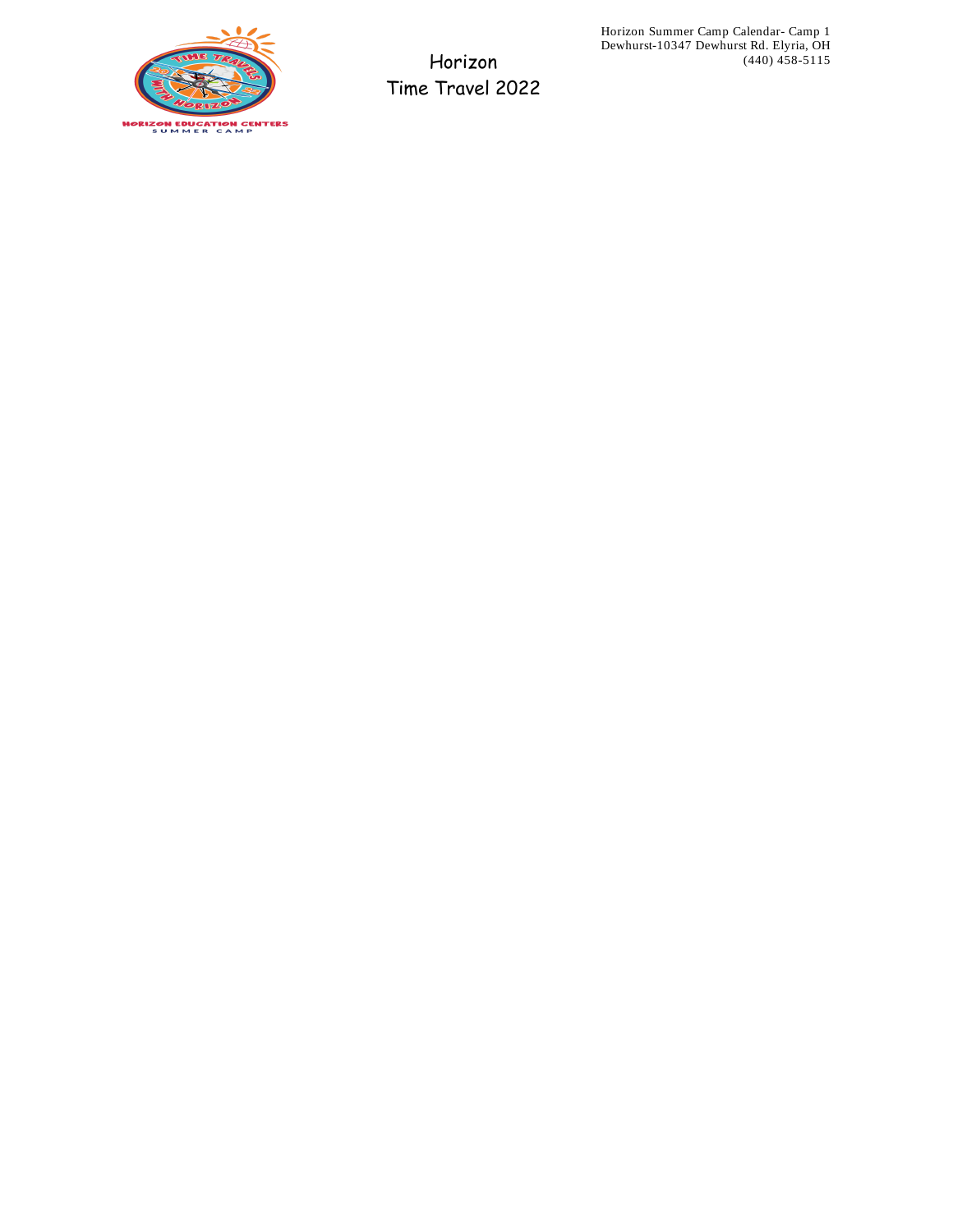Horizon
Time Travel 2022

Horizon Summer Camp Calendar- Camp 1
Dewhurst-10347 Dewhurst Rd. Elyria, OH
(440) 458-5115